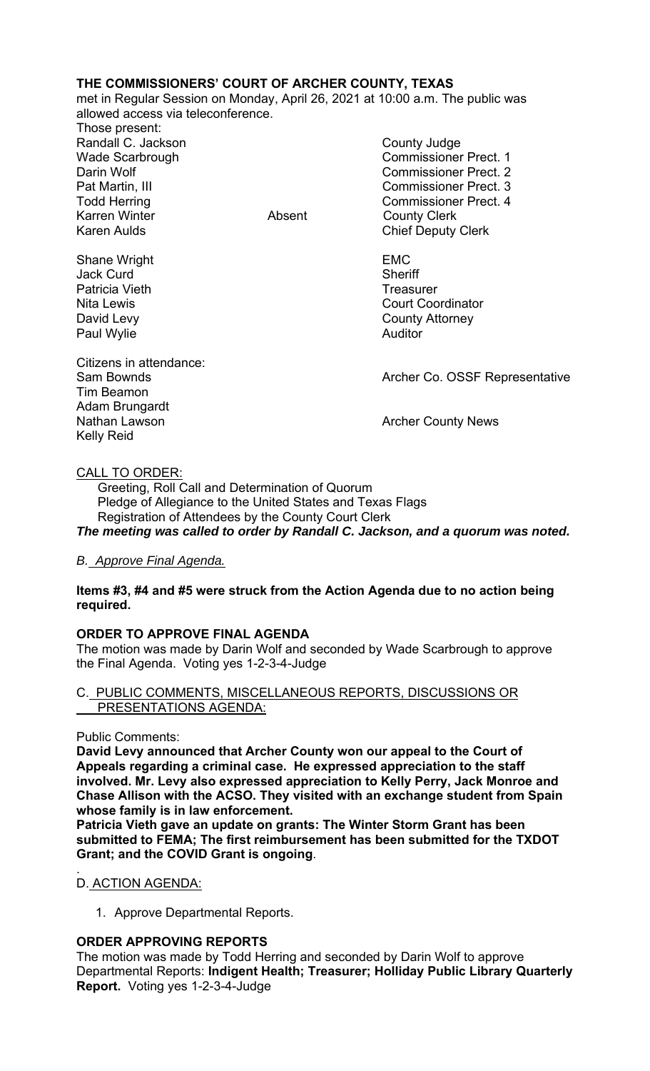**THE COMMISSIONERS' COURT OF ARCHER COUNTY, TEXAS**

met in Regular Session on Monday, April 26, 2021 at 10:00 a.m. The public was allowed access via teleconference.

Those present:

| | | |
|---|---|---|
| Randall C. Jackson | | County Judge |
| Wade Scarbrough | | Commissioner Prect. 1 |
| Darin Wolf | | Commissioner Prect. 2 |
| Pat Martin, III | | Commissioner Prect. 3 |
| Todd Herring | | Commissioner Prect. 4 |
| Karren Winter | Absent | County Clerk |
| Karen Aulds | | Chief Deputy Clerk |
| | | |
| Shane Wright | | EMC |
| Jack Curd | | Sheriff |
| Patricia Vieth | | Treasurer |
| Nita Lewis | | Court Coordinator |
| David Levy | | County Attorney |
| Paul Wylie | | Auditor |

Citizens in attendance:

| | |
|---|---|
| Sam Bownds | Archer Co. OSSF Representative |
| Tim Beamon | |
| Adam Brungardt | |
| Nathan Lawson | Archer County News |
| Kelly Reid | |

CALL TO ORDER:

Greeting, Roll Call and Determination of Quorum
Pledge of Allegiance to the United States and Texas Flags
Registration of Attendees by the County Court Clerk

***The meeting was called to order by Randall C. Jackson, and a quorum was noted.***

*B. Approve Final Agenda.*

**Items #3, #4 and #5 were struck from the Action Agenda due to no action being required.**

**ORDER TO APPROVE FINAL AGENDA**

The motion was made by Darin Wolf and seconded by Wade Scarbrough to approve the Final Agenda. Voting yes 1-2-3-4-Judge

C. PUBLIC COMMENTS, MISCELLANEOUS REPORTS, DISCUSSIONS OR PRESENTATIONS AGENDA:

Public Comments:

**David Levy announced that Archer County won our appeal to the Court of Appeals regarding a criminal case. He expressed appreciation to the staff involved. Mr. Levy also expressed appreciation to Kelly Perry, Jack Monroe and Chase Allison with the ACSO. They visited with an exchange student from Spain whose family is in law enforcement.**

**Patricia Vieth gave an update on grants: The Winter Storm Grant has been submitted to FEMA; The first reimbursement has been submitted for the TXDOT Grant; and the COVID Grant is ongoing**.

D. ACTION AGENDA:

1. Approve Departmental Reports.

**ORDER APPROVING REPORTS**

The motion was made by Todd Herring and seconded by Darin Wolf to approve Departmental Reports: **Indigent Health; Treasurer; Holliday Public Library Quarterly Report.** Voting yes 1-2-3-4-Judge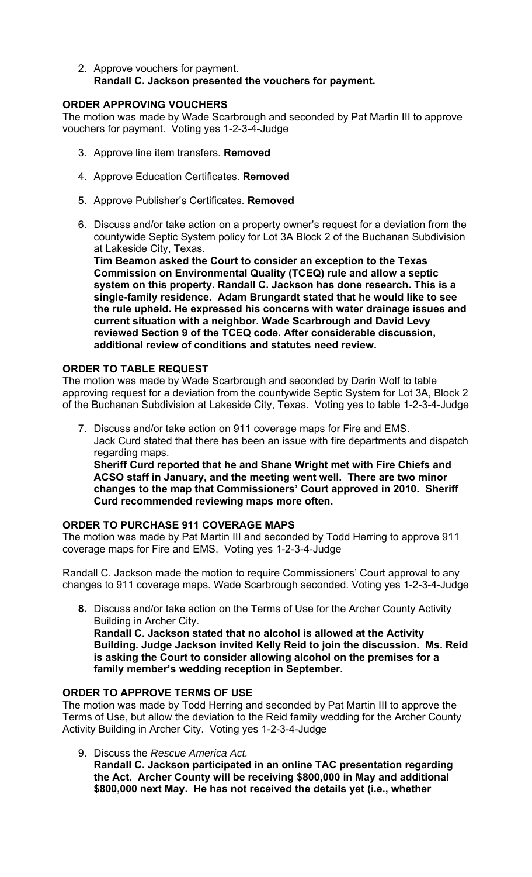2. Approve vouchers for payment.
   **Randall C. Jackson presented the vouchers for payment.**

**ORDER APPROVING VOUCHERS**

The motion was made by Wade Scarbrough and seconded by Pat Martin III to approve vouchers for payment. Voting yes 1-2-3-4-Judge

3. Approve line item transfers. **Removed**

4. Approve Education Certificates. **Removed**

5. Approve Publisher's Certificates. **Removed**

6. Discuss and/or take action on a property owner's request for a deviation from the countywide Septic System policy for Lot 3A Block 2 of the Buchanan Subdivision at Lakeside City, Texas.
   **Tim Beamon asked the Court to consider an exception to the Texas Commission on Environmental Quality (TCEQ) rule and allow a septic system on this property. Randall C. Jackson has done research. This is a single-family residence. Adam Brungardt stated that he would like to see the rule upheld. He expressed his concerns with water drainage issues and current situation with a neighbor. Wade Scarbrough and David Levy reviewed Section 9 of the TCEQ code. After considerable discussion, additional review of conditions and statutes need review.**

**ORDER TO TABLE REQUEST**

The motion was made by Wade Scarbrough and seconded by Darin Wolf to table approving request for a deviation from the countywide Septic System for Lot 3A, Block 2 of the Buchanan Subdivision at Lakeside City, Texas. Voting yes to table 1-2-3-4-Judge

7. Discuss and/or take action on 911 coverage maps for Fire and EMS.
   Jack Curd stated that there has been an issue with fire departments and dispatch regarding maps.
   **Sheriff Curd reported that he and Shane Wright met with Fire Chiefs and ACSO staff in January, and the meeting went well. There are two minor changes to the map that Commissioners' Court approved in 2010. Sheriff Curd recommended reviewing maps more often.**

**ORDER TO PURCHASE 911 COVERAGE MAPS**

The motion was made by Pat Martin III and seconded by Todd Herring to approve 911 coverage maps for Fire and EMS. Voting yes 1-2-3-4-Judge

Randall C. Jackson made the motion to require Commissioners' Court approval to any changes to 911 coverage maps. Wade Scarbrough seconded. Voting yes 1-2-3-4-Judge

8. Discuss and/or take action on the Terms of Use for the Archer County Activity Building in Archer City.
   **Randall C. Jackson stated that no alcohol is allowed at the Activity Building. Judge Jackson invited Kelly Reid to join the discussion. Ms. Reid is asking the Court to consider allowing alcohol on the premises for a family member's wedding reception in September.**

**ORDER TO APPROVE TERMS OF USE**

The motion was made by Todd Herring and seconded by Pat Martin III to approve the Terms of Use, but allow the deviation to the Reid family wedding for the Archer County Activity Building in Archer City. Voting yes 1-2-3-4-Judge

9. Discuss the *Rescue America Act.*
   **Randall C. Jackson participated in an online TAC presentation regarding the Act. Archer County will be receiving $800,000 in May and additional $800,000 next May. He has not received the details yet (i.e., whether**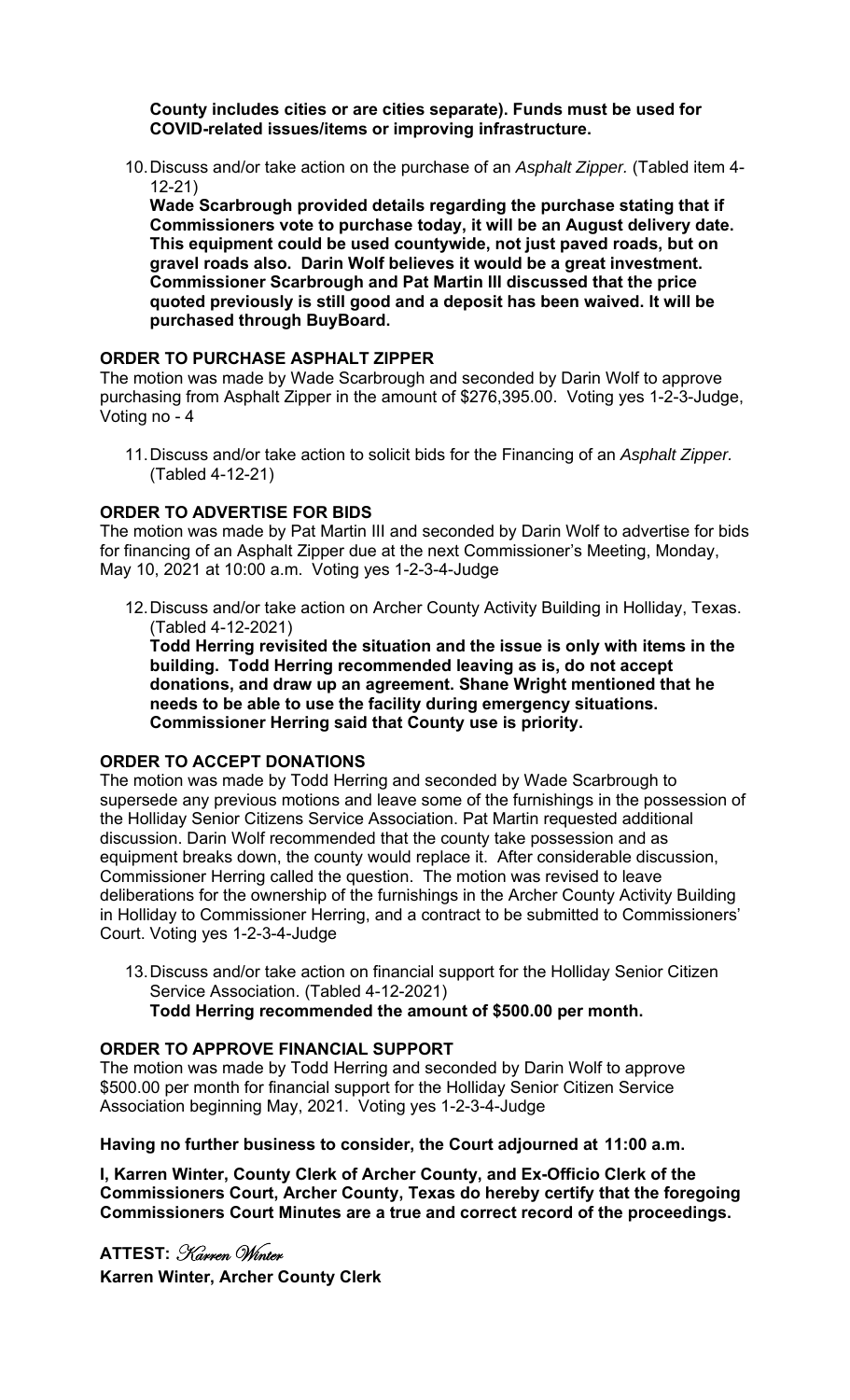**County includes cities or are cities separate). Funds must be used for COVID-related issues/items or improving infrastructure.**

10. Discuss and/or take action on the purchase of an *Asphalt Zipper.* (Tabled item 4-12-21)
**Wade Scarbrough provided details regarding the purchase stating that if Commissioners vote to purchase today, it will be an August delivery date. This equipment could be used countywide, not just paved roads, but on gravel roads also. Darin Wolf believes it would be a great investment. Commissioner Scarbrough and Pat Martin III discussed that the price quoted previously is still good and a deposit has been waived. It will be purchased through BuyBoard.**

**ORDER TO PURCHASE ASPHALT ZIPPER**

The motion was made by Wade Scarbrough and seconded by Darin Wolf to approve purchasing from Asphalt Zipper in the amount of $276,395.00. Voting yes 1-2-3-Judge, Voting no - 4

11. Discuss and/or take action to solicit bids for the Financing of an *Asphalt Zipper.* (Tabled 4-12-21)

**ORDER TO ADVERTISE FOR BIDS**

The motion was made by Pat Martin III and seconded by Darin Wolf to advertise for bids for financing of an Asphalt Zipper due at the next Commissioner's Meeting, Monday, May 10, 2021 at 10:00 a.m. Voting yes 1-2-3-4-Judge

12. Discuss and/or take action on Archer County Activity Building in Holliday, Texas. (Tabled 4-12-2021)
**Todd Herring revisited the situation and the issue is only with items in the building. Todd Herring recommended leaving as is, do not accept donations, and draw up an agreement. Shane Wright mentioned that he needs to be able to use the facility during emergency situations. Commissioner Herring said that County use is priority.**

**ORDER TO ACCEPT DONATIONS**

The motion was made by Todd Herring and seconded by Wade Scarbrough to supersede any previous motions and leave some of the furnishings in the possession of the Holliday Senior Citizens Service Association. Pat Martin requested additional discussion. Darin Wolf recommended that the county take possession and as equipment breaks down, the county would replace it. After considerable discussion, Commissioner Herring called the question. The motion was revised to leave deliberations for the ownership of the furnishings in the Archer County Activity Building in Holliday to Commissioner Herring, and a contract to be submitted to Commissioners' Court. Voting yes 1-2-3-4-Judge

13. Discuss and/or take action on financial support for the Holliday Senior Citizen Service Association. (Tabled 4-12-2021)
**Todd Herring recommended the amount of $500.00 per month.**

**ORDER TO APPROVE FINANCIAL SUPPORT**

The motion was made by Todd Herring and seconded by Darin Wolf to approve $500.00 per month for financial support for the Holliday Senior Citizen Service Association beginning May, 2021. Voting yes 1-2-3-4-Judge

**Having no further business to consider, the Court adjourned at 11:00 a.m.**

**I, Karren Winter, County Clerk of Archer County, and Ex-Officio Clerk of the Commissioners Court, Archer County, Texas do hereby certify that the foregoing Commissioners Court Minutes are a true and correct record of the proceedings.**

**ATTEST:** *Karren Winter*

**Karren Winter, Archer County Clerk**